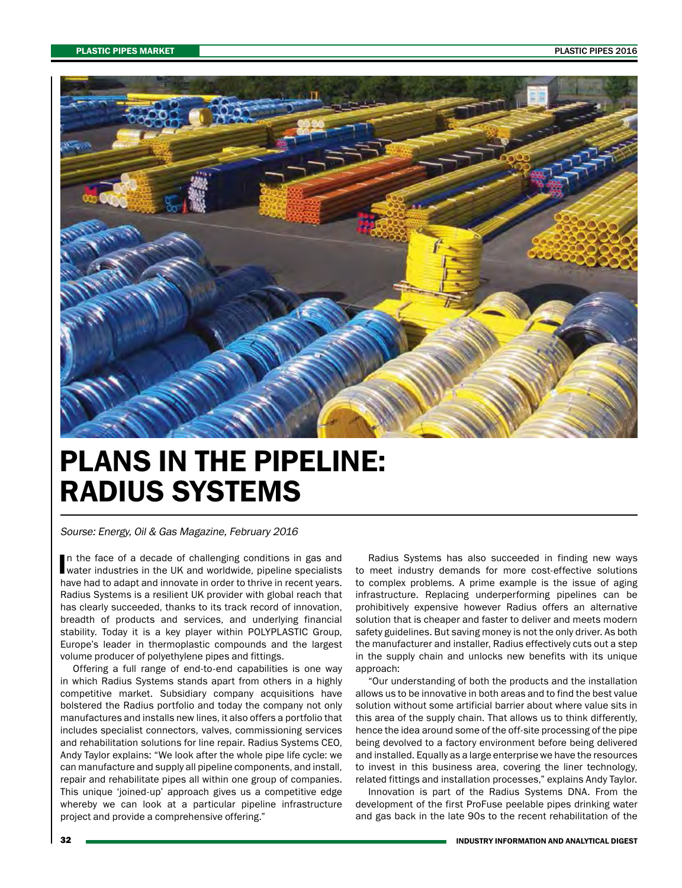# PLANS IN THE PIPELINE: RADIUS SYSTEMS

*Sourse: Energy, Oil & Gas Magazine, February 2016*

In the face of a decade of challenging conditions in gas and water industries in the UK and worldwide, pipeline specialists have had to adapt and innovate in order to thrive in recent years. Radius Systems is a resilient UK provider with global reach that has clearly succeeded, thanks to its track record of innovation, breadth of products and services, and underlying financial stability. Today it is a key player within POLYPLASTIC Group, Europe's leader in thermoplastic compounds and the largest volume producer of polyethylene pipes and fittings.

Offering a full range of end-to-end capabilities is one way in which Radius Systems stands apart from others in a highly competitive market. Subsidiary company acquisitions have bolstered the Radius portfolio and today the company not only manufactures and installs new lines, it also offers a portfolio that includes specialist connectors, valves, commissioning services and rehabilitation solutions for line repair. Radius Systems CEO, Andy Taylor explains: "We look after the whole pipe life cycle: we can manufacture and supply all pipeline components, and install, repair and rehabilitate pipes all within one group of companies. This unique 'joined-up' approach gives us a competitive edge whereby we can look at a particular pipeline infrastructure project and provide a comprehensive offering."

Radius Systems has also succeeded in finding new ways to meet industry demands for more cost-effective solutions to complex problems. A prime example is the issue of aging infrastructure. Replacing underperforming pipelines can be prohibitively expensive however Radius offers an alternative solution that is cheaper and faster to deliver and meets modern safety guidelines. But saving money is not the only driver. As both the manufacturer and installer, Radius effectively cuts out a step in the supply chain and unlocks new benefits with its unique approach:

"Our understanding of both the products and the installation allows us to be innovative in both areas and to find the best value solution without some artificial barrier about where value sits in this area of the supply chain. That allows us to think differently, hence the idea around some of the off-site processing of the pipe being devolved to a factory environment before being delivered and installed. Equally as a large enterprise we have the resources to invest in this business area, covering the liner technology, related fittings and installation processes," explains Andy Taylor.

Innovation is part of the Radius Systems DNA. From the development of the first ProFuse peelable pipes drinking water and gas back in the late 90s to the recent rehabilitation of the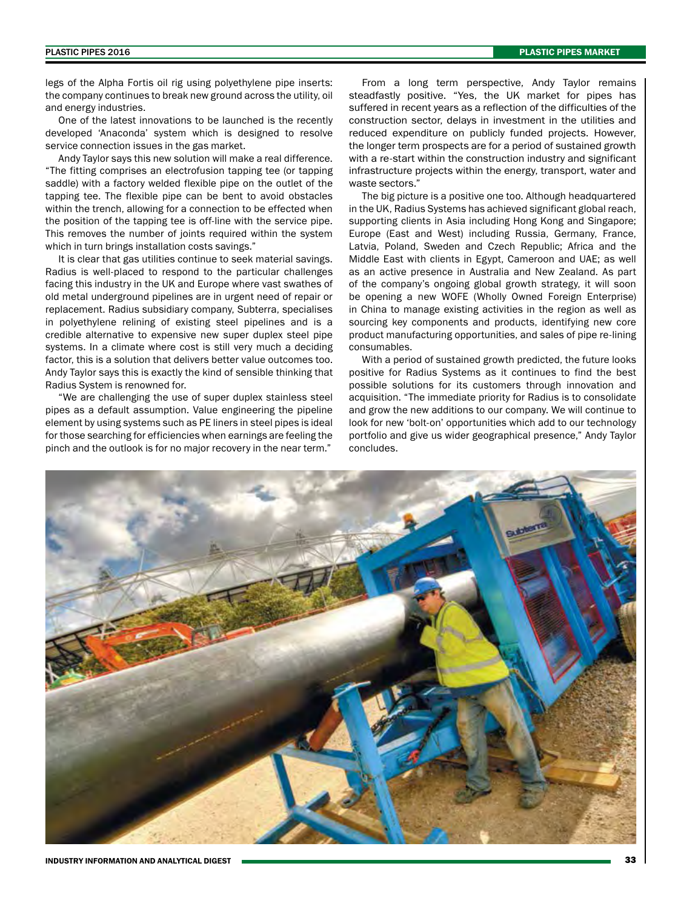legs of the Alpha Fortis oil rig using polyethylene pipe inserts: the company continues to break new ground across the utility, oil and energy industries.

One of the latest innovations to be launched is the recently developed 'Anaconda' system which is designed to resolve service connection issues in the gas market.

Andy Taylor says this new solution will make a real difference. "The fitting comprises an electrofusion tapping tee (or tapping saddle) with a factory welded flexible pipe on the outlet of the tapping tee. The flexible pipe can be bent to avoid obstacles within the trench, allowing for a connection to be effected when the position of the tapping tee is off-line with the service pipe. This removes the number of joints required within the system which in turn brings installation costs savings."

It is clear that gas utilities continue to seek material savings. Radius is well-placed to respond to the particular challenges facing this industry in the UK and Europe where vast swathes of old metal underground pipelines are in urgent need of repair or replacement. Radius subsidiary company, Subterra, specialises in polyethylene relining of existing steel pipelines and is a credible alternative to expensive new super duplex steel pipe systems. In a climate where cost is still very much a deciding factor, this is a solution that delivers better value outcomes too. Andy Taylor says this is exactly the kind of sensible thinking that Radius System is renowned for.

"We are challenging the use of super duplex stainless steel pipes as a default assumption. Value engineering the pipeline element by using systems such as PE liners in steel pipes is ideal for those searching for efficiencies when earnings are feeling the pinch and the outlook is for no major recovery in the near term."

From a long term perspective, Andy Taylor remains steadfastly positive. "Yes, the UK market for pipes has suffered in recent years as a reflection of the difficulties of the construction sector, delays in investment in the utilities and reduced expenditure on publicly funded projects. However, the longer term prospects are for a period of sustained growth with a re-start within the construction industry and significant infrastructure projects within the energy, transport, water and waste sectors."

The big picture is a positive one too. Although headquartered in the UK, Radius Systems has achieved significant global reach, supporting clients in Asia including Hong Kong and Singapore; Europe (East and West) including Russia, Germany, France, Latvia, Poland, Sweden and Czech Republic; Africa and the Middle East with clients in Egypt, Cameroon and UAE; as well as an active presence in Australia and New Zealand. As part of the company's ongoing global growth strategy, it will soon be opening a new WOFE (Wholly Owned Foreign Enterprise) in China to manage existing activities in the region as well as sourcing key components and products, identifying new core product manufacturing opportunities, and sales of pipe re-lining consumables.

With a period of sustained growth predicted, the future looks positive for Radius Systems as it continues to find the best possible solutions for its customers through innovation and acquisition. "The immediate priority for Radius is to consolidate and grow the new additions to our company. We will continue to look for new 'bolt-on' opportunities which add to our technology portfolio and give us wider geographical presence," Andy Taylor concludes.